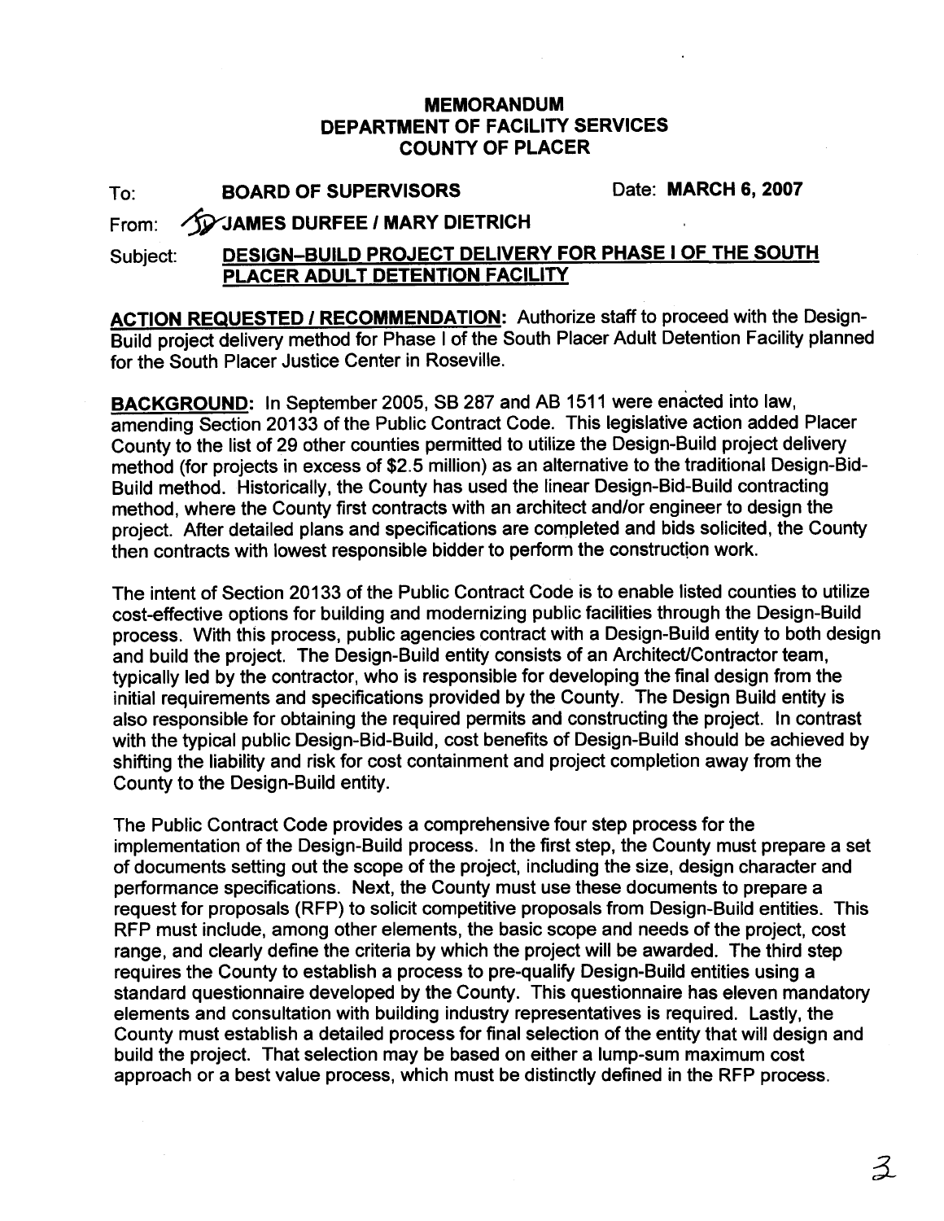**MEMORANDUM**
**DEPARTMENT OF FACILITY SERVICES**
**COUNTY OF PLACER**

To: **BOARD OF SUPERVISORS** Date: **MARCH 6, 2007**

From: **JAMES DURFEE / MARY DIETRICH**

Subject: **DESIGN-BUILD PROJECT DELIVERY FOR PHASE I OF THE SOUTH PLACER ADULT DETENTION FACILITY**

**ACTION REQUESTED / RECOMMENDATION:** Authorize staff to proceed with the Design-Build project delivery method for Phase I of the South Placer Adult Detention Facility planned for the South Placer Justice Center in Roseville.

**BACKGROUND:** In September 2005, SB 287 and AB 1511 were enacted into law, amending Section 20133 of the Public Contract Code. This legislative action added Placer County to the list of 29 other counties permitted to utilize the Design-Build project delivery method (for projects in excess of $2.5 million) as an alternative to the traditional Design-Bid-Build method. Historically, the County has used the linear Design-Bid-Build contracting method, where the County first contracts with an architect and/or engineer to design the project. After detailed plans and specifications are completed and bids solicited, the County then contracts with lowest responsible bidder to perform the construction work.

The intent of Section 20133 of the Public Contract Code is to enable listed counties to utilize cost-effective options for building and modernizing public facilities through the Design-Build process. With this process, public agencies contract with a Design-Build entity to both design and build the project. The Design-Build entity consists of an Architect/Contractor team, typically led by the contractor, who is responsible for developing the final design from the initial requirements and specifications provided by the County. The Design Build entity is also responsible for obtaining the required permits and constructing the project. In contrast with the typical public Design-Bid-Build, cost benefits of Design-Build should be achieved by shifting the liability and risk for cost containment and project completion away from the County to the Design-Build entity.

The Public Contract Code provides a comprehensive four step process for the implementation of the Design-Build process. In the first step, the County must prepare a set of documents setting out the scope of the project, including the size, design character and performance specifications. Next, the County must use these documents to prepare a request for proposals (RFP) to solicit competitive proposals from Design-Build entities. This RFP must include, among other elements, the basic scope and needs of the project, cost range, and clearly define the criteria by which the project will be awarded. The third step requires the County to establish a process to pre-qualify Design-Build entities using a standard questionnaire developed by the County. This questionnaire has eleven mandatory elements and consultation with building industry representatives is required. Lastly, the County must establish a detailed process for final selection of the entity that will design and build the project. That selection may be based on either a lump-sum maximum cost approach or a best value process, which must be distinctly defined in the RFP process.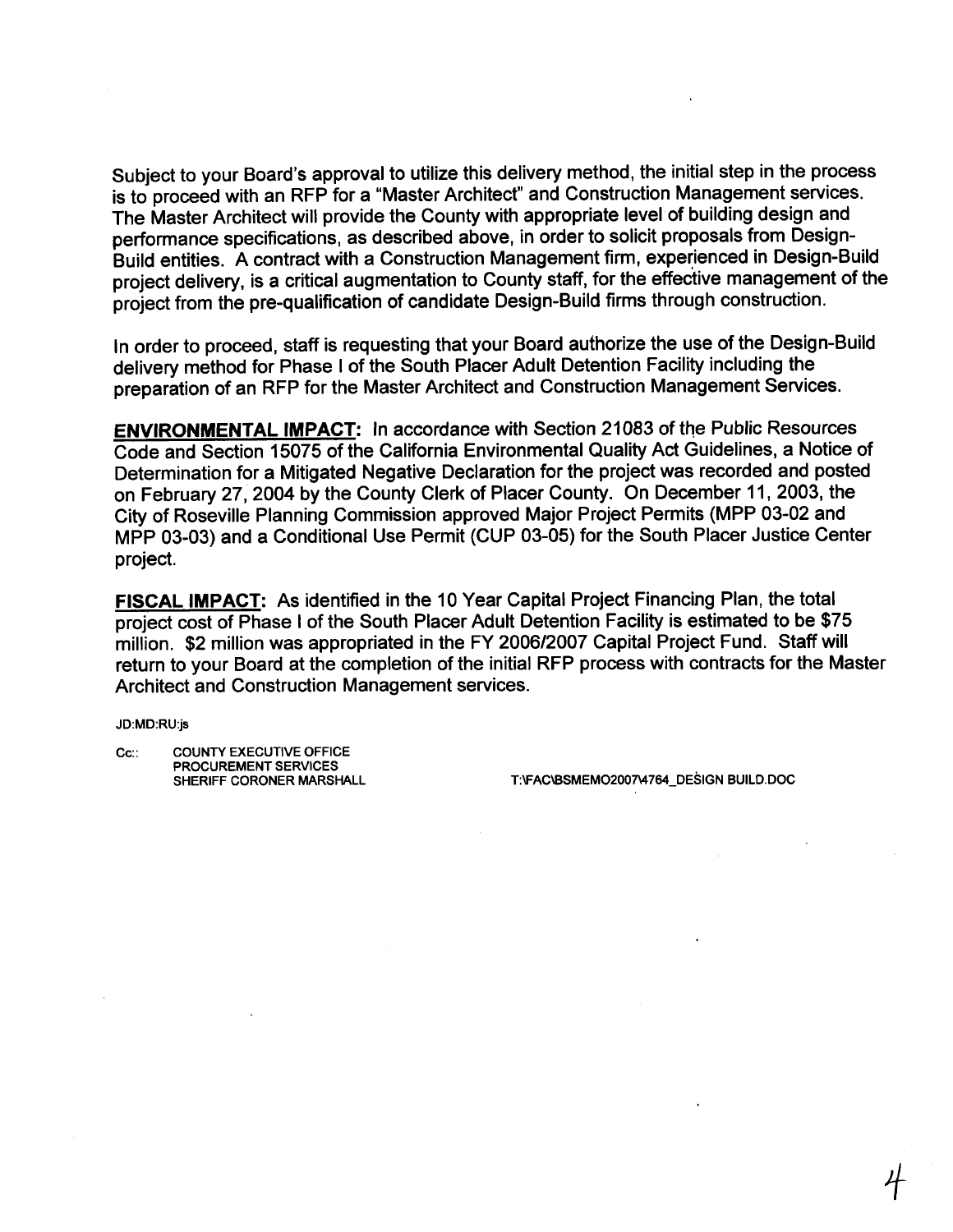Subject to your Board's approval to utilize this delivery method, the initial step in the process is to proceed with an RFP for a "Master Architect" and Construction Management services. The Master Architect will provide the County with appropriate level of building design and performance specifications, as described above, in order to solicit proposals from Design-Build entities. A contract with a Construction Management firm, experienced in Design-Build project delivery, is a critical augmentation to County staff, for the effective management of the project from the pre-qualification of candidate Design-Build firms through construction.

In order to proceed, staff is requesting that your Board authorize the use of the Design-Build delivery method for Phase I of the South Placer Adult Detention Facility including the preparation of an RFP for the Master Architect and Construction Management Services.

**ENVIRONMENTAL IMPACT:** In accordance with Section 21083 of the Public Resources Code and Section 15075 of the California Environmental Quality Act Guidelines, a Notice of Determination for a Mitigated Negative Declaration for the project was recorded and posted on February 27, 2004 by the County Clerk of Placer County. On December 11, 2003, the City of Roseville Planning Commission approved Major Project Permits (MPP 03-02 and MPP 03-03) and a Conditional Use Permit (CUP 03-05) for the South Placer Justice Center project.

**FISCAL IMPACT:** As identified in the 10 Year Capital Project Financing Plan, the total project cost of Phase I of the South Placer Adult Detention Facility is estimated to be $75 million. $2 million was appropriated in the FY 2006/2007 Capital Project Fund. Staff will return to your Board at the completion of the initial RFP process with contracts for the Master Architect and Construction Management services.

JD:MD:RU:js

Cc:: COUNTY EXECUTIVE OFFICE
PROCUREMENT SERVICES
SHERIFF CORONER MARSHALL

T:\FAC\BSMEMO2007\4764_DESIGN BUILD.DOC